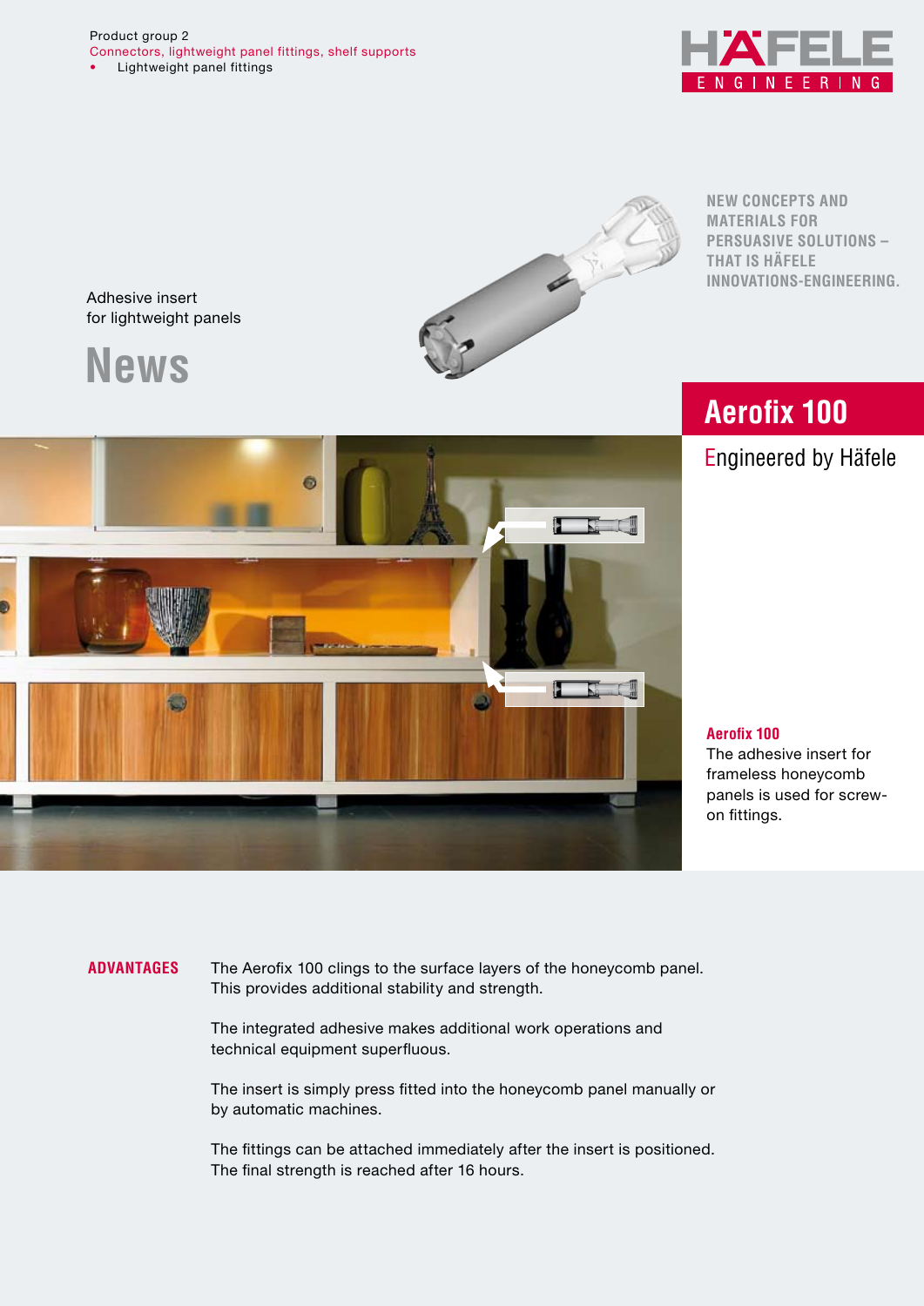Product group 2
Connectors, lightweight panel fittings, shelf supports
- Lightweight panel fittings

HÄFELE ENGINEERING

NEW CONCEPTS AND MATERIALS FOR PERSUASIVE SOLUTIONS – THAT IS HÄFELE INNOVATIONS-ENGINEERING.

Adhesive insert for lightweight panels

# News

## Aerofix 100

Engineered by Häfele

**Aerofix 100**
The adhesive insert for frameless honeycomb panels is used for screw-on fittings.

**ADVANTAGES**

The Aerofix 100 clings to the surface layers of the honeycomb panel. This provides additional stability and strength.

The integrated adhesive makes additional work operations and technical equipment superfluous.

The insert is simply press fitted into the honeycomb panel manually or by automatic machines.

The fittings can be attached immediately after the insert is positioned. The final strength is reached after 16 hours.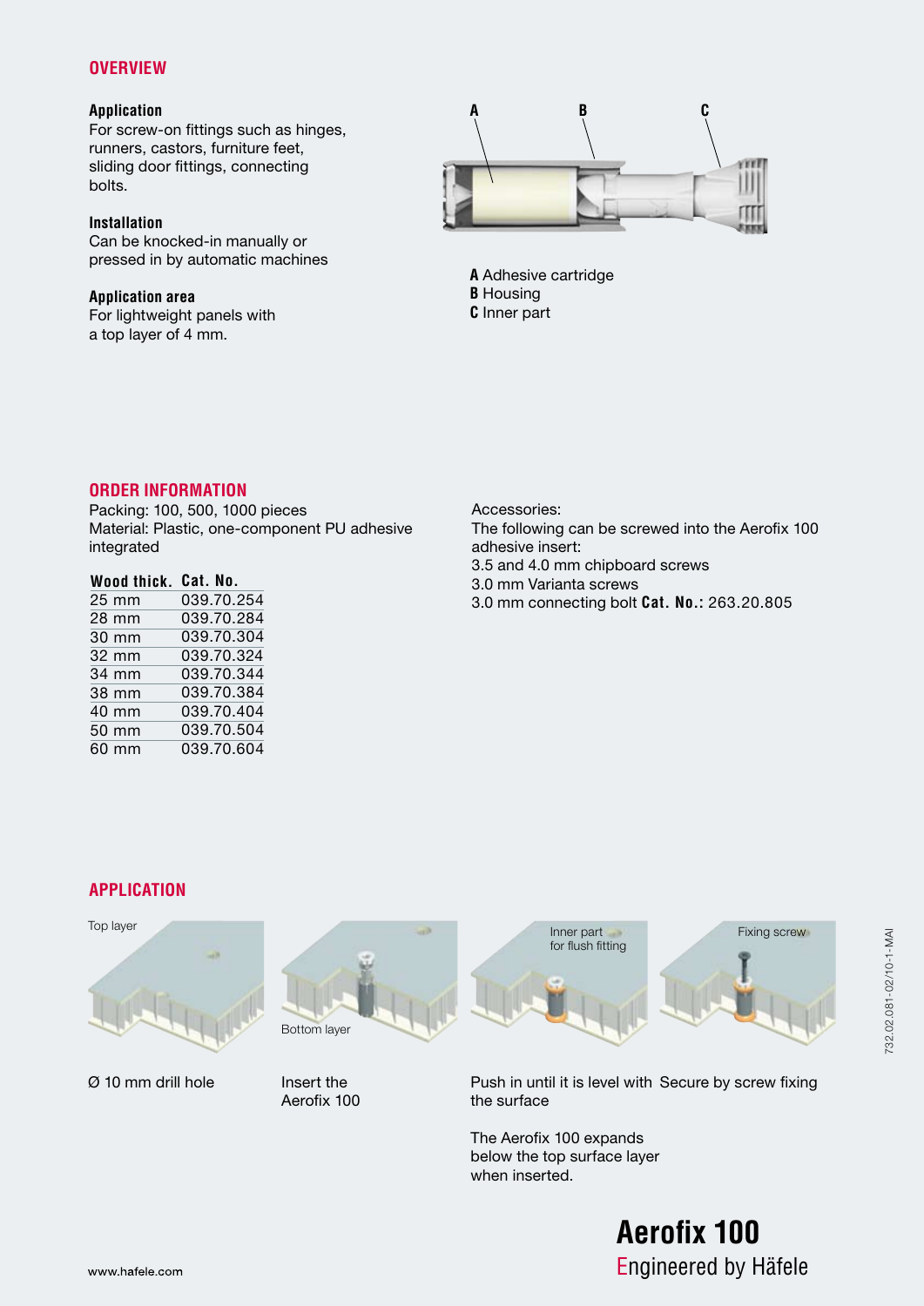## OVERVIEW

**Application**
For screw-on fittings such as hinges, runners, castors, furniture feet, sliding door fittings, connecting bolts.

**Installation**
Can be knocked-in manually or pressed in by automatic machines

**Application area**
For lightweight panels with a top layer of 4 mm.

A B C

**A** Adhesive cartridge
**B** Housing
**C** Inner part

## ORDER INFORMATION

Packing: 100, 500, 1000 pieces
Material: Plastic, one-component PU adhesive integrated

| Wood thick. | Cat. No. |
|---|---|
| 25 mm | 039.70.254 |
| 28 mm | 039.70.284 |
| 30 mm | 039.70.304 |
| 32 mm | 039.70.324 |
| 34 mm | 039.70.344 |
| 38 mm | 039.70.384 |
| 40 mm | 039.70.404 |
| 50 mm | 039.70.504 |
| 60 mm | 039.70.604 |

Accessories:
The following can be screwed into the Aerofix 100 adhesive insert:
3.5 and 4.0 mm chipboard screws
3.0 mm Varianta screws
3.0 mm connecting bolt **Cat. No.:** 263.20.805

## APPLICATION

Top layer

Bottom layer

Inner part for flush fitting

Fixing screw

Ø 10 mm drill hole

Insert the Aerofix 100

Push in until it is level with the surface

The Aerofix 100 expands below the top surface layer when inserted.

Secure by screw fixing

732.02.081-02/10-1-MAI

www.hafele.com

**Aerofix 100**
Engineered by Häfele